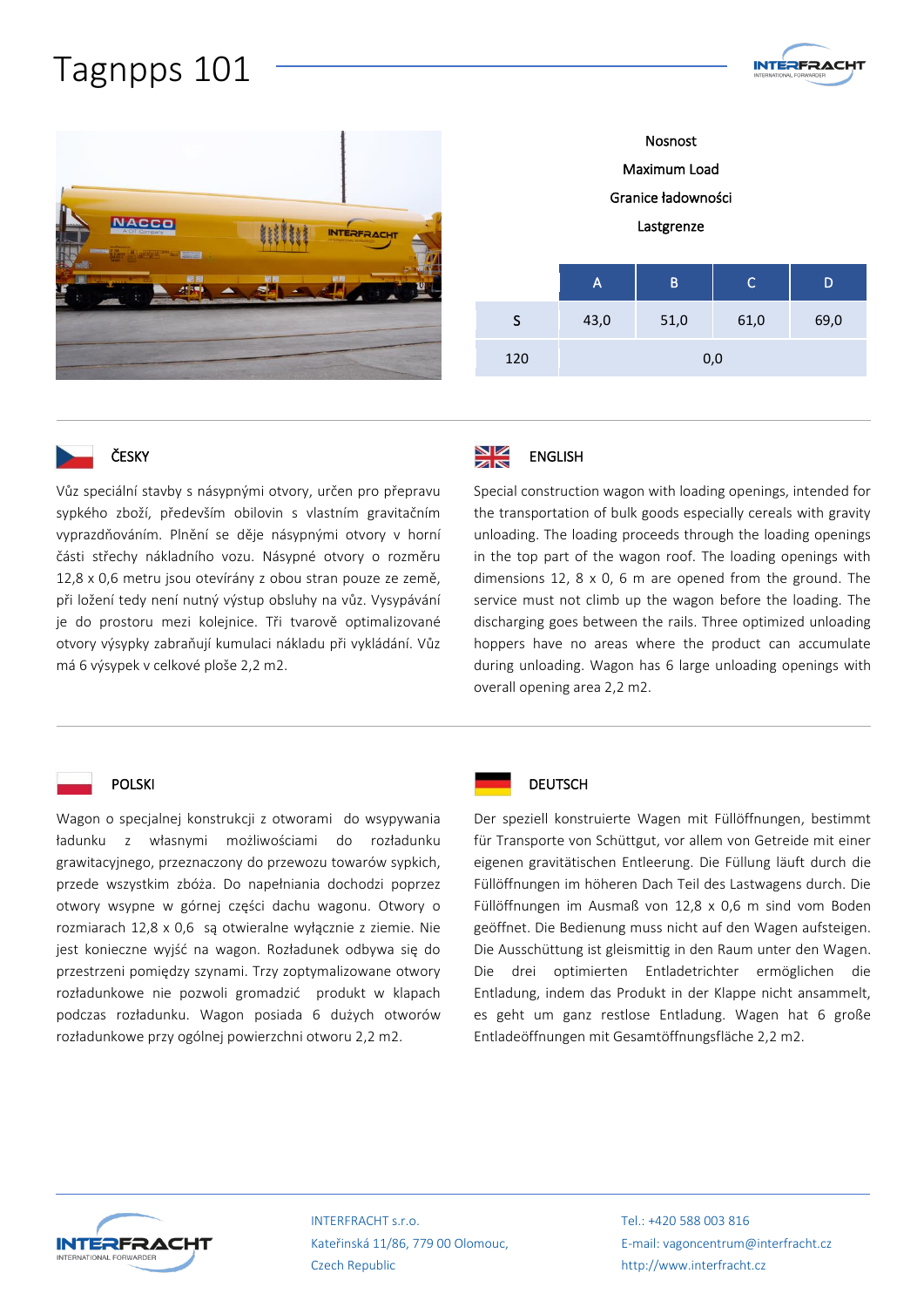# Tagnpps 101

Nosnost

Maximum Load

Granice ładowności

Lastgrenze

| | A | B | C | D |
|---|---|---|---|---|
| S | 43,0 | 51,0 | 61,0 | 69,0 |
| 120 | 0,0 | | | |

## ČESKY

Vůz speciální stavby s násypnými otvory, určen pro přepravu sypkého zboží, především obilovin s vlastním gravitačním vyprazdňováním. Plnění se děje násypnými otvory v horní části střechy nákladního vozu. Násypné otvory o rozměru 12,8 x 0,6 metru jsou otevírány z obou stran pouze ze země, při ložení tedy není nutný výstup obsluhy na vůz. Vysypávání je do prostoru mezi kolejnice. Tři tvarově optimalizované otvory výsypky zabraňují kumulaci nákladu při vykládání. Vůz má 6 výsypek v celkové ploše 2,2 m2.

## ENGLISH

Special construction wagon with loading openings, intended for the transportation of bulk goods especially cereals with gravity unloading. The loading proceeds through the loading openings in the top part of the wagon roof. The loading openings with dimensions 12, 8 x 0, 6 m are opened from the ground. The service must not climb up the wagon before the loading. The discharging goes between the rails. Three optimized unloading hoppers have no areas where the product can accumulate during unloading. Wagon has 6 large unloading openings with overall opening area 2,2 m2.

## POLSKI

Wagon o specjalnej konstrukcji z otworami do wsypywania ładunku z własnymi możliwościami do rozładunku grawitacyjnego, przeznaczony do przewozu towarów sypkich, przede wszystkim zbóża. Do napełniania dochodzi poprzez otwory wsypne w górnej części dachu wagonu. Otwory o rozmiarach 12,8 x 0,6 są otwieralne wyłącznie z ziemie. Nie jest konieczne wyjść na wagon. Rozładunek odbywa się do przestrzeni pomiędzy szynami. Trzy zoptymalizowane otwory rozładunkowe nie pozwoli gromadzić produkt w klapach podczas rozładunku. Wagon posiada 6 dużych otworów rozładunkowe przy ogólnej powierzchni otworu 2,2 m2.

## DEUTSCH

Der speziell konstruierte Wagen mit Füllöffnungen, bestimmt für Transporte von Schüttgut, vor allem von Getreide mit einer eigenen gravitätischen Entleerung. Die Füllung läuft durch die Füllöffnungen im höheren Dach Teil des Lastwagens durch. Die Füllöffnungen im Ausmaß von 12,8 x 0,6 m sind vom Boden geöffnet. Die Bedienung muss nicht auf den Wagen aufsteigen. Die Ausschüttung ist gleismittig in den Raum unter den Wagen. Die drei optimierten Entladetrichter ermöglichen die Entladung, indem das Produkt in der Klappe nicht ansammelt, es geht um ganz restlose Entladung. Wagen hat 6 große Entladeöffnungen mit Gesamtöffnungsfläche 2,2 m2.

INTERFRACHT s.r.o.
Kateřinská 11/86, 779 00 Olomouc,
Czech Republic

Tel.: +420 588 003 816
E-mail: vagoncentrum@interfracht.cz
http://www.interfracht.cz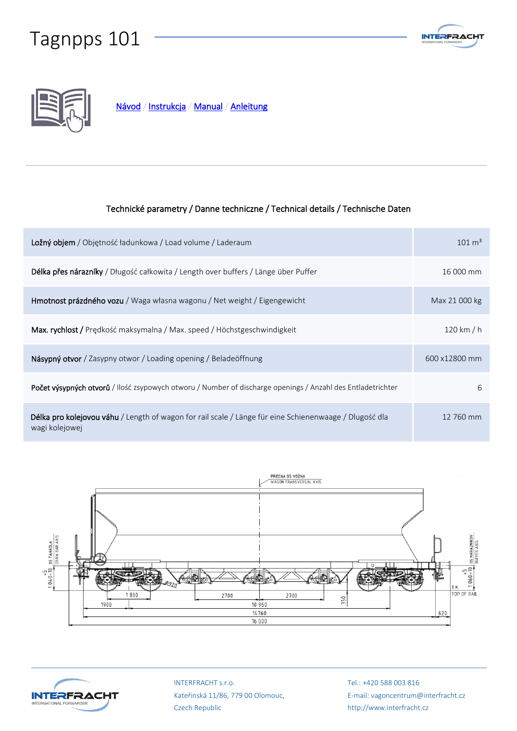# Tagnpps 101

Návod / Instrukcja / Manual / Anleitung

Technické parametry / Danne techniczne / Technical details / Technische Daten

| | |
|---|---|
| **Ložný objem** / Objętność ładunkowa / Load volume / Laderaum | 101 m³ |
| **Délka přes nárazníky** / Długość całkowita / Length over buffers / Länge über Puffer | 16 000 mm |
| **Hmotnost prázdného vozu** / Waga własna wagonu / Net weight / Eigengewicht | Max 21 000 kg |
| **Max. rychlost** / Prędkość maksymalna / Max. speed / Höchstgeschwindigkeit | 120 km / h |
| **Násypný otvor** / Zasypny otwor / Loading opening / Beladeöffnung | 600 x12800 mm |
| **Počet výsypných otvorů** / Ilość zsypowych otworu / Number of discharge openings / Anzahl des Entladetrichter | 6 |
| **Délka pro kolejovou váhu** / Length of wagon for rail scale / Länge für eine Schienenwaage / Dlugość dla wagi kolejowej | 12 760 mm |

PRIECNA OS VOZNA
WAGON TRANSVERSAL AXIS

OS TAHADLA
DRAW BAR AXIS

OS NARAZNIKOV
BUFFER AXIS

1 040-10 +5

1 060-10 +5

Ø920

T.K.
TOP OF RAIL

1 800 | 1900 | 2700 | 2700 | 350 | 10 960 | 14 760 | 620 | 16 000

INTERFRACHT s.r.o.
Kateřinská 11/86, 779 00 Olomouc,
Czech Republic

Tel.: +420 588 003 816
E-mail: vagoncentrum@interfracht.cz
http://www.interfracht.cz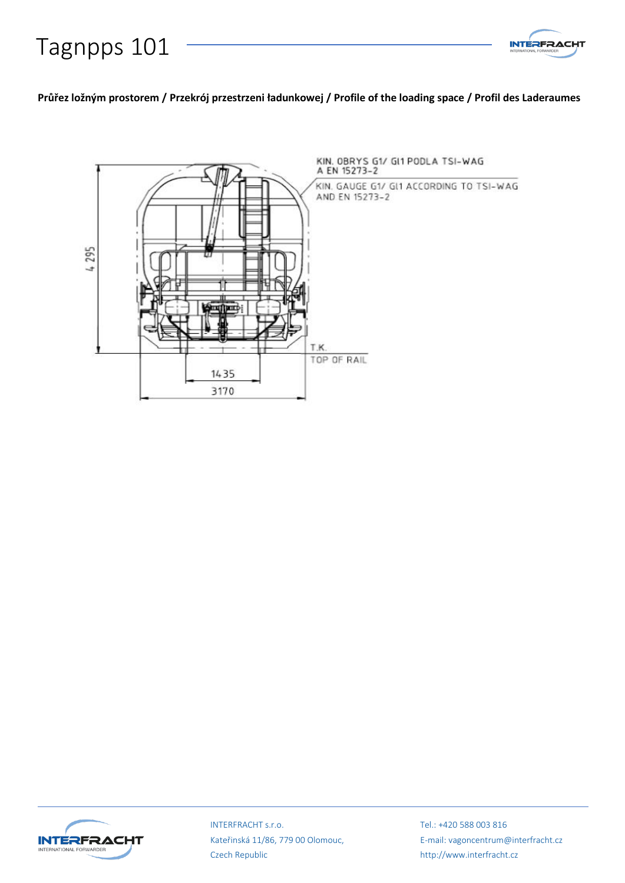# Tagnpps 101

**Průřez ložným prostorem / Przekrój przestrzeni ładunkowej / Profile of the loading space / Profil des Laderaumes**

KIN. OBRYS G1/ GI1 PODLA TSI-WAG A EN 15273-2

KIN. GAUGE G1/ GI1 ACCORDING TO TSI-WAG AND EN 15273-2

4 295

T.K.

TOP OF RAIL

1435

3170

INTERFRACHT s.r.o.
Kateřinská 11/86, 779 00 Olomouc,
Czech Republic

Tel.: +420 588 003 816
E-mail: vagoncentrum@interfracht.cz
http://www.interfracht.cz